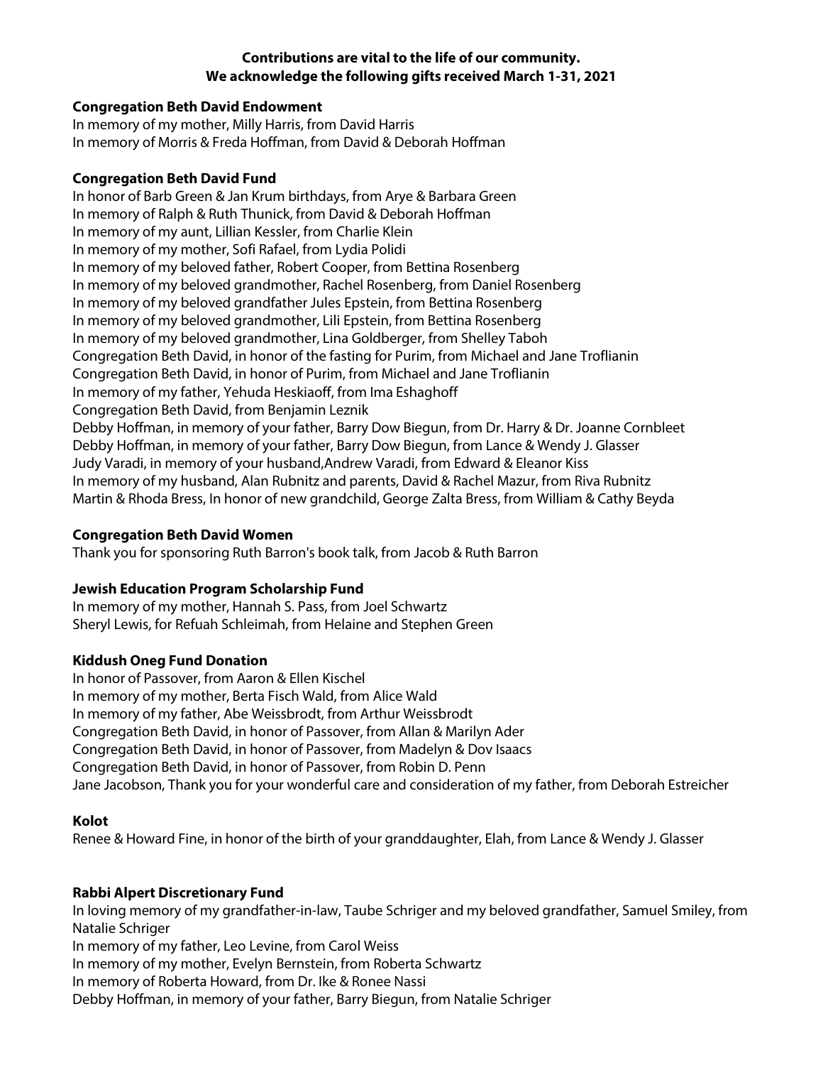**Contributions are vital to the life of our community.**
**We acknowledge the following gifts received March 1-31, 2021**

**Congregation Beth David Endowment**

In memory of my mother, Milly Harris, from David Harris
In memory of Morris & Freda Hoffman, from David & Deborah Hoffman

**Congregation Beth David Fund**

In honor of Barb Green & Jan Krum birthdays, from Arye & Barbara Green
In memory of Ralph & Ruth Thunick, from David & Deborah Hoffman
In memory of my aunt, Lillian Kessler, from Charlie Klein
In memory of my mother, Sofi Rafael, from Lydia Polidi
In memory of my beloved father, Robert Cooper, from Bettina Rosenberg
In memory of my beloved grandmother, Rachel Rosenberg, from Daniel Rosenberg
In memory of my beloved grandfather Jules Epstein, from Bettina Rosenberg
In memory of my beloved grandmother, Lili Epstein, from Bettina Rosenberg
In memory of my beloved grandmother, Lina Goldberger, from Shelley Taboh
Congregation Beth David, in honor of the fasting for Purim, from Michael and Jane Troflianin
Congregation Beth David, in honor of Purim, from Michael and Jane Troflianin
In memory of my father, Yehuda Heskiaoff, from Ima Eshaghoff
Congregation Beth David, from Benjamin Leznik
Debby Hoffman, in memory of your father, Barry Dow Biegun, from Dr. Harry & Dr. Joanne Cornbleet
Debby Hoffman, in memory of your father, Barry Dow Biegun, from Lance & Wendy J. Glasser
Judy Varadi, in memory of your husband,Andrew Varadi, from Edward & Eleanor Kiss
In memory of my husband, Alan Rubnitz and parents, David & Rachel Mazur, from Riva Rubnitz
Martin & Rhoda Bress, In honor of new grandchild, George Zalta Bress, from William & Cathy Beyda

**Congregation Beth David Women**

Thank you for sponsoring Ruth Barron's book talk, from Jacob & Ruth Barron

**Jewish Education Program Scholarship Fund**

In memory of my mother, Hannah S. Pass, from Joel Schwartz
Sheryl Lewis, for Refuah Schleimah, from Helaine and Stephen Green

**Kiddush Oneg Fund Donation**

In honor of Passover, from Aaron & Ellen Kischel
In memory of my mother, Berta Fisch Wald, from Alice Wald
In memory of my father, Abe Weissbrodt, from Arthur Weissbrodt
Congregation Beth David, in honor of Passover, from Allan & Marilyn Ader
Congregation Beth David, in honor of Passover, from Madelyn & Dov Isaacs
Congregation Beth David, in honor of Passover, from Robin D. Penn
Jane Jacobson, Thank you for your wonderful care and consideration of my father, from Deborah Estreicher

**Kolot**

Renee & Howard Fine, in honor of the birth of your granddaughter, Elah, from Lance & Wendy J. Glasser

**Rabbi Alpert Discretionary Fund**

In loving memory of my grandfather-in-law, Taube Schriger and my beloved grandfather, Samuel Smiley, from Natalie Schriger
In memory of my father, Leo Levine, from Carol Weiss
In memory of my mother, Evelyn Bernstein, from Roberta Schwartz
In memory of Roberta Howard, from Dr. Ike & Ronee Nassi
Debby Hoffman, in memory of your father, Barry Biegun, from Natalie Schriger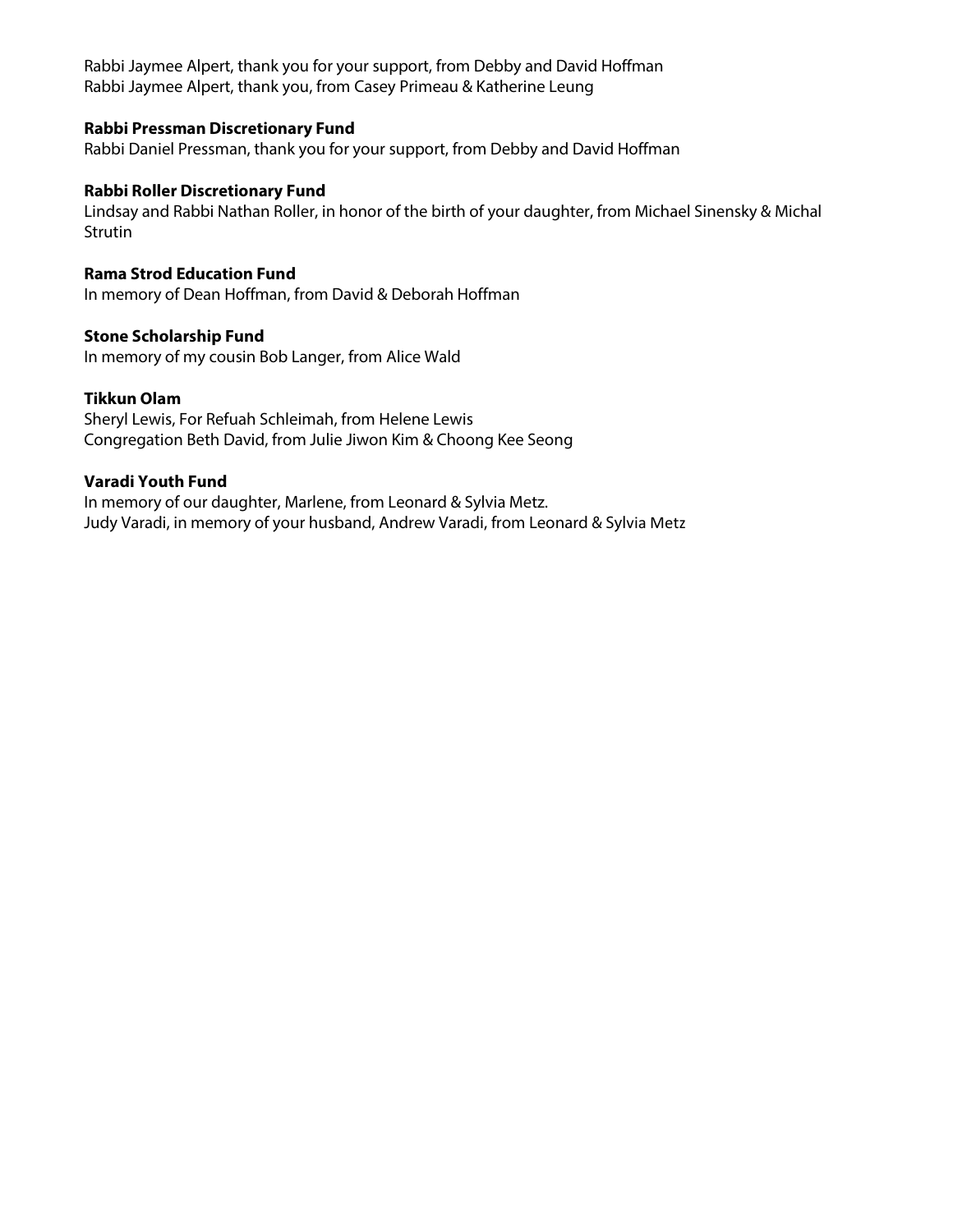Rabbi Jaymee Alpert, thank you for your support, from Debby and David Hoffman
Rabbi Jaymee Alpert, thank you, from Casey Primeau & Katherine Leung

**Rabbi Pressman Discretionary Fund**
Rabbi Daniel Pressman, thank you for your support, from Debby and David Hoffman

**Rabbi Roller Discretionary Fund**
Lindsay and Rabbi Nathan Roller, in honor of the birth of your daughter, from Michael Sinensky & Michal Strutin

**Rama Strod Education Fund**
In memory of Dean Hoffman, from David & Deborah Hoffman

**Stone Scholarship Fund**
In memory of my cousin Bob Langer, from Alice Wald

**Tikkun Olam**
Sheryl Lewis, For Refuah Schleimah, from Helene Lewis
Congregation Beth David, from Julie Jiwon Kim & Choong Kee Seong

**Varadi Youth Fund**
In memory of our daughter, Marlene, from Leonard & Sylvia Metz.
Judy Varadi, in memory of your husband, Andrew Varadi, from Leonard & Sylvia Metz